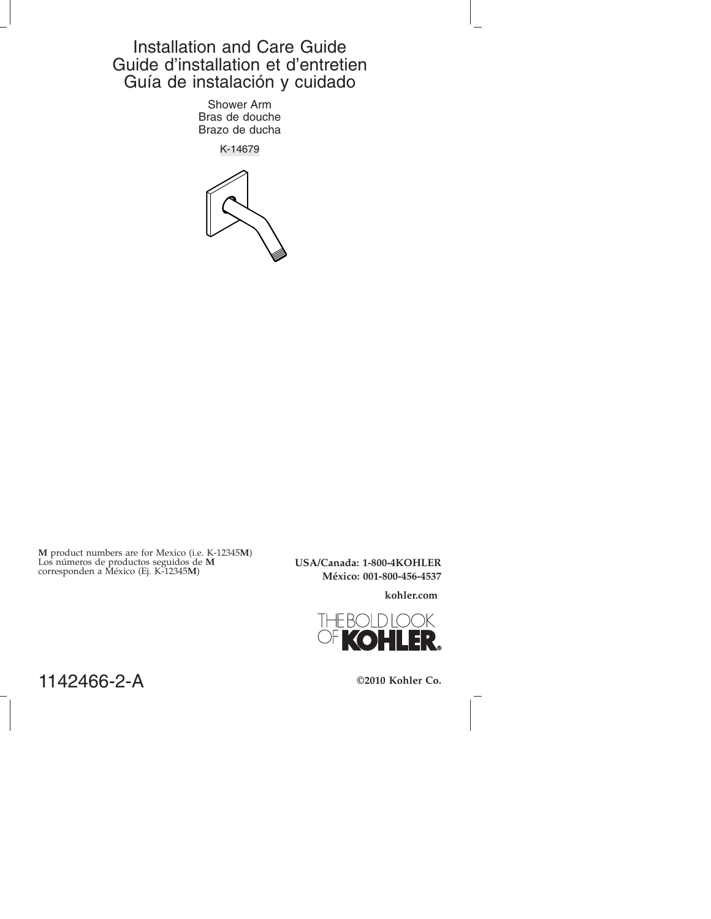# Installation and Care Guide
# Guide d'installation et d'entretien
# Guía de instalación y cuidado

Shower Arm
Bras de douche
Brazo de ducha

K-14679

**M** product numbers are for Mexico (i.e. K-12345**M**)
Los números de productos seguidos de **M** corresponden a México (Ej. K-12345**M**)

**USA/Canada: 1-800-4KOHLER**
**México: 001-800-456-4537**

**kohler.com**

THE BOLD LOOK OF **KOHLER**®

1142466-2-A

**©2010 Kohler Co.**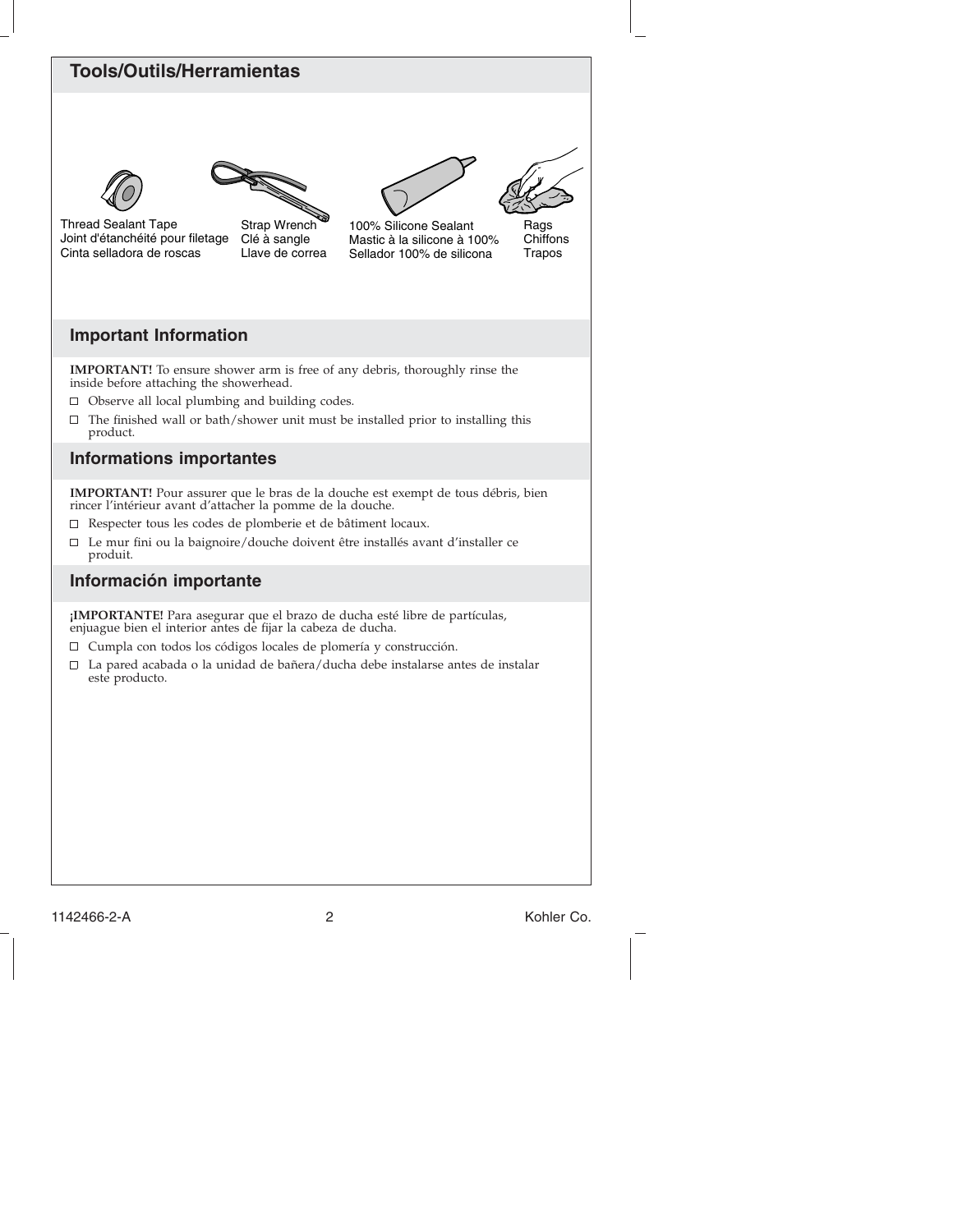## Tools/Outils/Herramientas

Thread Sealant Tape
Joint d'étanchéité pour filetage
Cinta selladora de roscas

Strap Wrench
Clé à sangle
Llave de correa

100% Silicone Sealant
Mastic à la silicone à 100%
Sellador 100% de silicona

Rags
Chiffons
Trapos

## Important Information

**IMPORTANT!** To ensure shower arm is free of any debris, thoroughly rinse the inside before attaching the showerhead.

- Observe all local plumbing and building codes.
- The finished wall or bath/shower unit must be installed prior to installing this product.

## Informations importantes

**IMPORTANT!** Pour assurer que le bras de la douche est exempt de tous débris, bien rincer l'intérieur avant d'attacher la pomme de la douche.

- Respecter tous les codes de plomberie et de bâtiment locaux.
- Le mur fini ou la baignoire/douche doivent être installés avant d'installer ce produit.

## Información importante

**¡IMPORTANTE!** Para asegurar que el brazo de ducha esté libre de partículas, enjuague bien el interior antes de fijar la cabeza de ducha.

- Cumpla con todos los códigos locales de plomería y construcción.
- La pared acabada o la unidad de bañera/ducha debe instalarse antes de instalar este producto.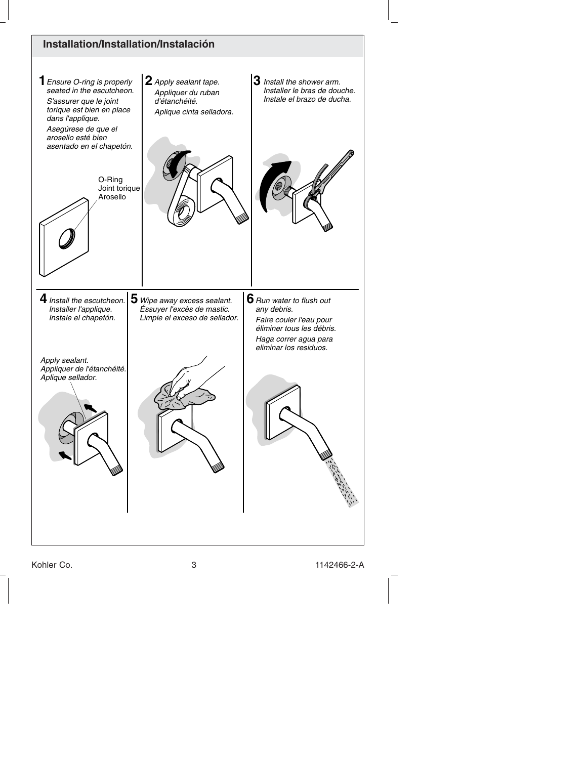## Installation/Installation/Instalación

**1** *Ensure O-ring is properly seated in the escutcheon.*

*S'assurer que le joint torique est bien en place dans l'applique.*

*Asegúrese de que el arosello esté bien asentado en el chapetón.*

O-Ring
Joint torique
Arosello

**2** *Apply sealant tape.*

*Appliquer du ruban d'étanchéité.*

*Aplique cinta selladora.*

**3** *Install the shower arm.*
*Installer le bras de douche.*
*Instale el brazo de ducha.*

**4** *Install the escutcheon.*
*Installer l'applique.*
*Instale el chapetón.*

*Apply sealant.*
*Appliquer de l'étanchéité.*
*Aplique sellador.*

**5** *Wipe away excess sealant.*
*Éssuyer l'excès de mastic.*
*Limpie el exceso de sellador.*

**6** *Run water to flush out any debris.*

*Faire couler l'eau pour éliminer tous les débris.*

*Haga correr agua para eliminar los residuos.*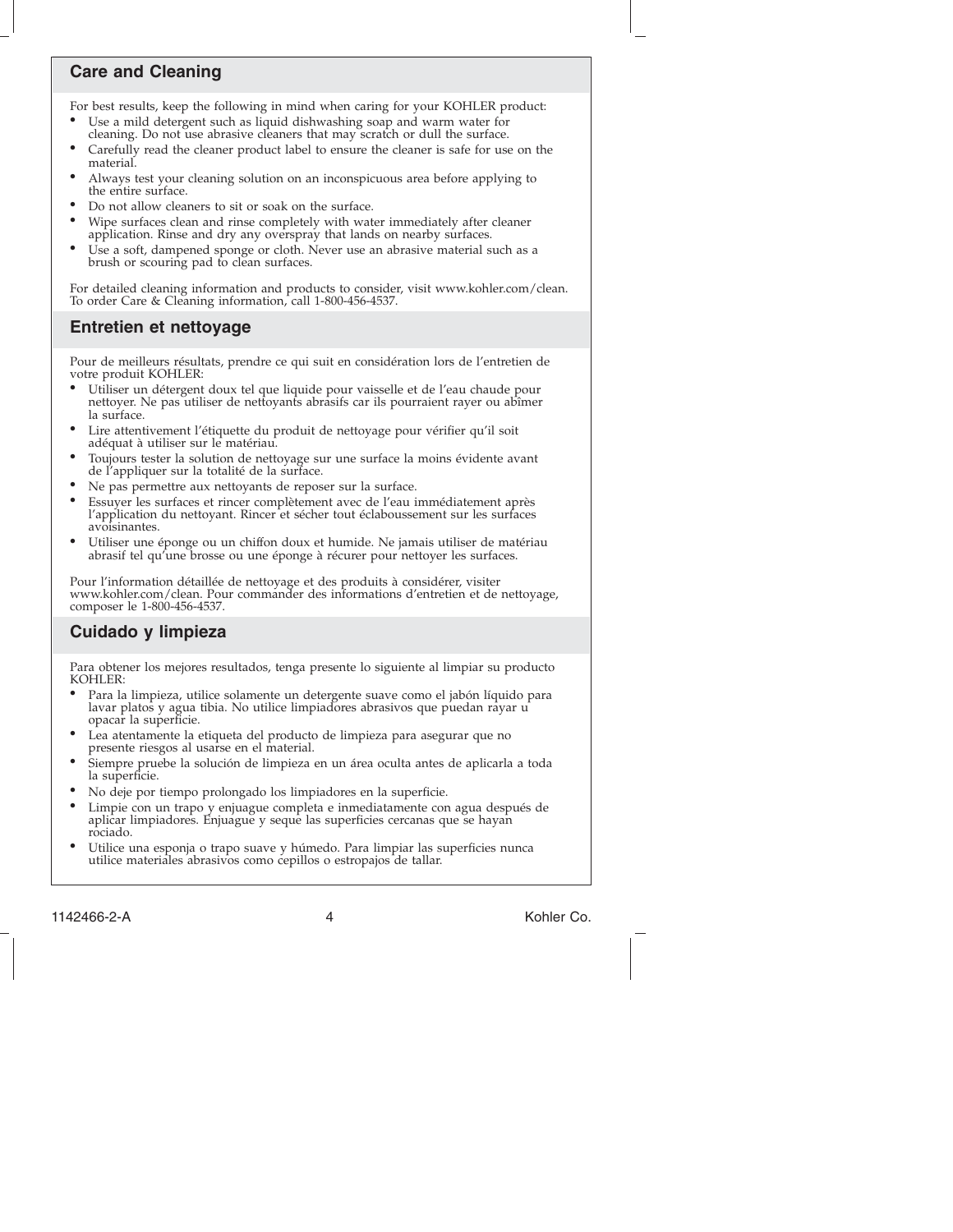## Care and Cleaning

For best results, keep the following in mind when caring for your KOHLER product:

- Use a mild detergent such as liquid dishwashing soap and warm water for cleaning. Do not use abrasive cleaners that may scratch or dull the surface.
- Carefully read the cleaner product label to ensure the cleaner is safe for use on the material.
- Always test your cleaning solution on an inconspicuous area before applying to the entire surface.
- Do not allow cleaners to sit or soak on the surface.
- Wipe surfaces clean and rinse completely with water immediately after cleaner application. Rinse and dry any overspray that lands on nearby surfaces.
- Use a soft, dampened sponge or cloth. Never use an abrasive material such as a brush or scouring pad to clean surfaces.

For detailed cleaning information and products to consider, visit www.kohler.com/clean. To order Care & Cleaning information, call 1-800-456-4537.

## Entretien et nettoyage

Pour de meilleurs résultats, prendre ce qui suit en considération lors de l'entretien de votre produit KOHLER:

- Utiliser un détergent doux tel que liquide pour vaisselle et de l'eau chaude pour nettoyer. Ne pas utiliser de nettoyants abrasifs car ils pourraient rayer ou abîmer la surface.
- Lire attentivement l'étiquette du produit de nettoyage pour vérifier qu'il soit adéquat à utiliser sur le matériau.
- Toujours tester la solution de nettoyage sur une surface la moins évidente avant de l'appliquer sur la totalité de la surface.
- Ne pas permettre aux nettoyants de reposer sur la surface.
- Essuyer les surfaces et rincer complètement avec de l'eau immédiatement après l'application du nettoyant. Rincer et sécher tout éclaboussement sur les surfaces avoisinantes.
- Utiliser une éponge ou un chiffon doux et humide. Ne jamais utiliser de matériau abrasif tel qu'une brosse ou une éponge à récurer pour nettoyer les surfaces.

Pour l'information détaillée de nettoyage et des produits à considérer, visiter www.kohler.com/clean. Pour commander des informations d'entretien et de nettoyage, composer le 1-800-456-4537.

## Cuidado y limpieza

Para obtener los mejores resultados, tenga presente lo siguiente al limpiar su producto KOHLER:

- Para la limpieza, utilice solamente un detergente suave como el jabón líquido para lavar platos y agua tibia. No utilice limpiadores abrasivos que puedan rayar u opacar la superficie.
- Lea atentamente la etiqueta del producto de limpieza para asegurar que no presente riesgos al usarse en el material.
- Siempre pruebe la solución de limpieza en un área oculta antes de aplicarla a toda la superficie.
- No deje por tiempo prolongado los limpiadores en la superficie.
- Limpie con un trapo y enjuague completa e inmediatamente con agua después de aplicar limpiadores. Enjuague y seque las superficies cercanas que se hayan rociado.
- Utilice una esponja o trapo suave y húmedo. Para limpiar las superficies nunca utilice materiales abrasivos como cepillos o estropajos de tallar.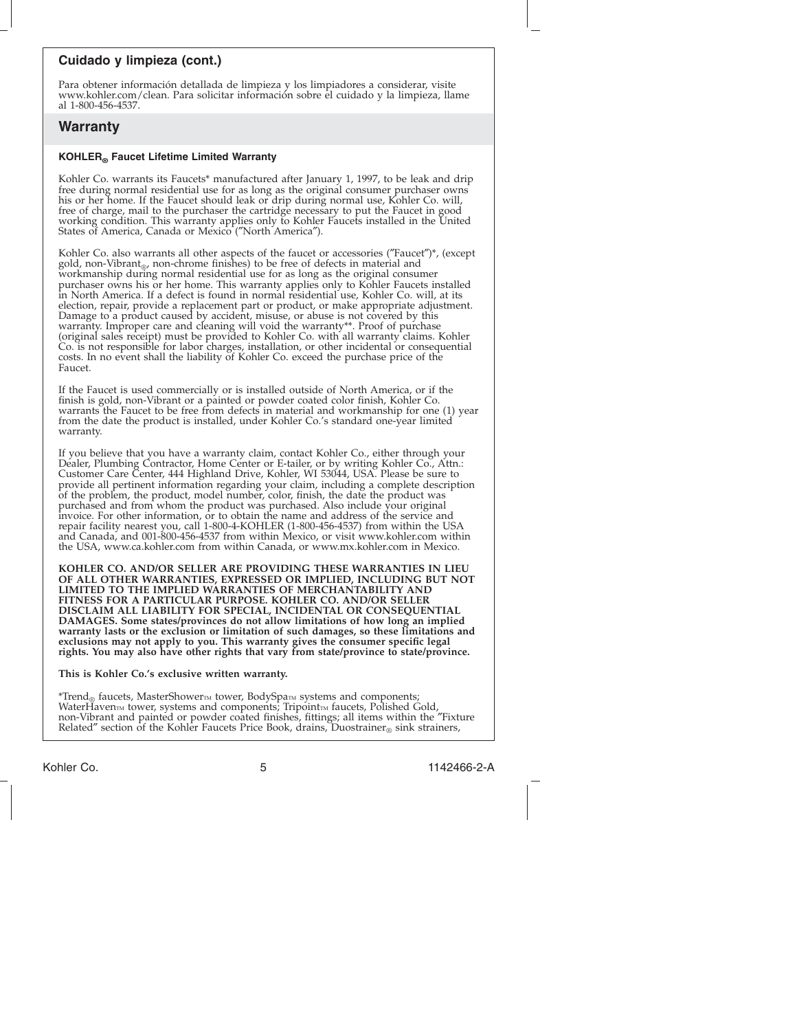## Cuidado y limpieza (cont.)

Para obtener información detallada de limpieza y los limpiadores a considerar, visite www.kohler.com/clean. Para solicitar información sobre el cuidado y la limpieza, llame al 1-800-456-4537.

## Warranty

### KOHLER® Faucet Lifetime Limited Warranty

Kohler Co. warrants its Faucets* manufactured after January 1, 1997, to be leak and drip free during normal residential use for as long as the original consumer purchaser owns his or her home. If the Faucet should leak or drip during normal use, Kohler Co. will, free of charge, mail to the purchaser the cartridge necessary to put the Faucet in good working condition. This warranty applies only to Kohler Faucets installed in the United States of America, Canada or Mexico ("North America").

Kohler Co. also warrants all other aspects of the faucet or accessories ("Faucet")*, (except gold, non-Vibrant®, non-chrome finishes) to be free of defects in material and workmanship during normal residential use for as long as the original consumer purchaser owns his or her home. This warranty applies only to Kohler Faucets installed in North America. If a defect is found in normal residential use, Kohler Co. will, at its election, repair, provide a replacement part or product, or make appropriate adjustment. Damage to a product caused by accident, misuse, or abuse is not covered by this warranty. Improper care and cleaning will void the warranty**. Proof of purchase (original sales receipt) must be provided to Kohler Co. with all warranty claims. Kohler Co. is not responsible for labor charges, installation, or other incidental or consequential costs. In no event shall the liability of Kohler Co. exceed the purchase price of the Faucet.

If the Faucet is used commercially or is installed outside of North America, or if the finish is gold, non-Vibrant or a painted or powder coated color finish, Kohler Co. warrants the Faucet to be free from defects in material and workmanship for one (1) year from the date the product is installed, under Kohler Co.'s standard one-year limited warranty.

If you believe that you have a warranty claim, contact Kohler Co., either through your Dealer, Plumbing Contractor, Home Center or E-tailer, or by writing Kohler Co., Attn.: Customer Care Center, 444 Highland Drive, Kohler, WI 53044, USA. Please be sure to provide all pertinent information regarding your claim, including a complete description of the problem, the product, model number, color, finish, the date the product was purchased and from whom the product was purchased. Also include your original invoice. For other information, or to obtain the name and address of the service and repair facility nearest you, call 1-800-4-KOHLER (1-800-456-4537) from within the USA and Canada, and 001-800-456-4537 from within Mexico, or visit www.kohler.com within the USA, www.ca.kohler.com from within Canada, or www.mx.kohler.com in Mexico.

**KOHLER CO. AND/OR SELLER ARE PROVIDING THESE WARRANTIES IN LIEU OF ALL OTHER WARRANTIES, EXPRESSED OR IMPLIED, INCLUDING BUT NOT LIMITED TO THE IMPLIED WARRANTIES OF MERCHANTABILITY AND FITNESS FOR A PARTICULAR PURPOSE. KOHLER CO. AND/OR SELLER DISCLAIM ALL LIABILITY FOR SPECIAL, INCIDENTAL OR CONSEQUENTIAL DAMAGES. Some states/provinces do not allow limitations of how long an implied warranty lasts or the exclusion or limitation of such damages, so these limitations and exclusions may not apply to you. This warranty gives the consumer specific legal rights. You may also have other rights that vary from state/province to state/province.**

**This is Kohler Co.'s exclusive written warranty.**

*Trend® faucets, MasterShower™ tower, BodySpa™ systems and components; WaterHaven™ tower, systems and components; Tripoint™ faucets, Polished Gold, non-Vibrant and painted or powder coated finishes, fittings; all items within the "Fixture Related" section of the Kohler Faucets Price Book, drains, Duostrainer® sink strainers,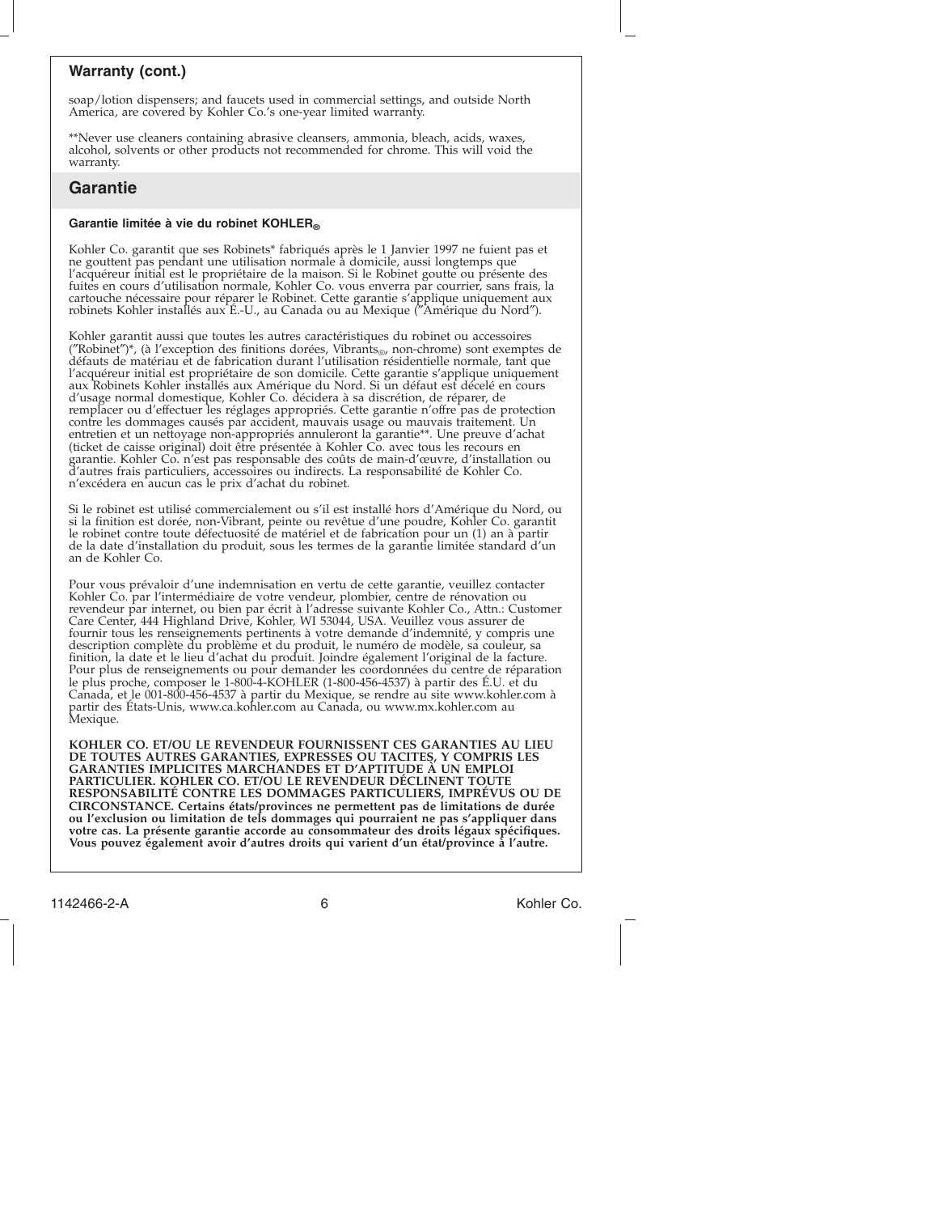## Warranty (cont.)

soap/lotion dispensers; and faucets used in commercial settings, and outside North America, are covered by Kohler Co.'s one-year limited warranty.

**Never use cleaners containing abrasive cleansers, ammonia, bleach, acids, waxes, alcohol, solvents or other products not recommended for chrome. This will void the warranty.

## Garantie

#### Garantie limitée à vie du robinet KOHLER®

Kohler Co. garantit que ses Robinets* fabriqués après le 1 Janvier 1997 ne fuient pas et ne gouttent pas pendant une utilisation normale à domicile, aussi longtemps que l'acquéreur initial est le propriétaire de la maison. Si le Robinet goutte ou présente des fuites en cours d'utilisation normale, Kohler Co. vous enverra par courrier, sans frais, la cartouche nécessaire pour réparer le Robinet. Cette garantie s'applique uniquement aux robinets Kohler installés aux É.-U., au Canada ou au Mexique ("Amérique du Nord").

Kohler garantit aussi que toutes les autres caractéristiques du robinet ou accessoires ("Robinet")*, (à l'exception des finitions dorées, Vibrants®, non-chrome) sont exemptes de défauts de matériau et de fabrication durant l'utilisation résidentielle normale, tant que l'acquéreur initial est propriétaire de son domicile. Cette garantie s'applique uniquement aux Robinets Kohler installés aux Amérique du Nord. Si un défaut est décelé en cours d'usage normal domestique, Kohler Co. décidera à sa discrétion, de réparer, de remplacer ou d'effectuer les réglages appropriés. Cette garantie n'offre pas de protection contre les dommages causés par accident, mauvais usage ou mauvais traitement. Un entretien et un nettoyage non-appropriés annuleront la garantie**. Une preuve d'achat (ticket de caisse original) doit être présentée à Kohler Co. avec tous les recours en garantie. Kohler Co. n'est pas responsable des coûts de main-d'œuvre, d'installation ou d'autres frais particuliers, accessoires ou indirects. La responsabilité de Kohler Co. n'excédera en aucun cas le prix d'achat du robinet.

Si le robinet est utilisé commercialement ou s'il est installé hors d'Amérique du Nord, ou si la finition est dorée, non-Vibrant, peinte ou revêtue d'une poudre, Kohler Co. garantit le robinet contre toute défectuosité de matériel et de fabrication pour un (1) an à partir de la date d'installation du produit, sous les termes de la garantie limitée standard d'un an de Kohler Co.

Pour vous prévaloir d'une indemnisation en vertu de cette garantie, veuillez contacter Kohler Co. par l'intermédiaire de votre vendeur, plombier, centre de rénovation ou revendeur par internet, ou bien par écrit à l'adresse suivante Kohler Co., Attn.: Customer Care Center, 444 Highland Drive, Kohler, WI 53044, USA. Veuillez vous assurer de fournir tous les renseignements pertinents à votre demande d'indemnité, y compris une description complète du problème et du produit, le numéro de modèle, sa couleur, sa finition, la date et le lieu d'achat du produit. Joindre également l'original de la facture. Pour plus de renseignements ou pour demander les coordonnées du centre de réparation le plus proche, composer le 1-800-4-KOHLER (1-800-456-4537) à partir des É.U. et du Canada, et le 001-800-456-4537 à partir du Mexique, se rendre au site www.kohler.com à partir des États-Unis, www.ca.kohler.com au Canada, ou www.mx.kohler.com au Mexique.

**KOHLER CO. ET/OU LE REVENDEUR FOURNISSENT CES GARANTIES AU LIEU DE TOUTES AUTRES GARANTIES, EXPRESSES OU TACITES, Y COMPRIS LES GARANTIES IMPLICITES MARCHANDES ET D'APTITUDE À UN EMPLOI PARTICULIER. KOHLER CO. ET/OU LE REVENDEUR DÉCLINENT TOUTE RESPONSABILITÉ CONTRE LES DOMMAGES PARTICULIERS, IMPRÉVUS OU DE CIRCONSTANCE. Certains états/provinces ne permettent pas de limitations de durée ou l'exclusion ou limitation de tels dommages qui pourraient ne pas s'appliquer dans votre cas. La présente garantie accorde au consommateur des droits légaux spécifiques. Vous pouvez également avoir d'autres droits qui varient d'un état/province à l'autre.**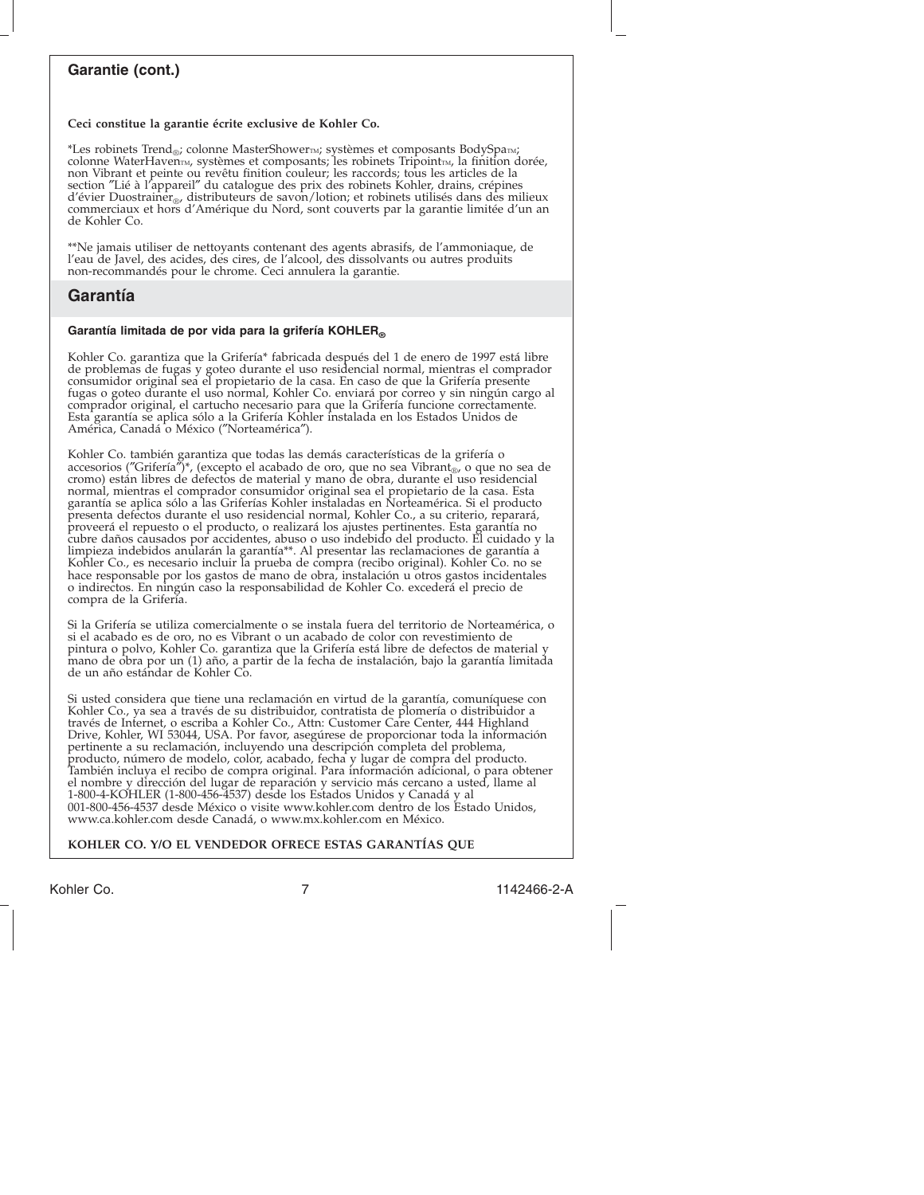## Garantie (cont.)

**Ceci constitue la garantie écrite exclusive de Kohler Co.**

*Les robinets Trend®; colonne MasterShower™; systèmes et composants BodySpa™; colonne WaterHaven™, systèmes et composants; les robinets Tripoint™, la finition dorée, non Vibrant et peinte ou revêtu finition couleur; les raccords; tous les articles de la section ″Lié à l'appareil″ du catalogue des prix des robinets Kohler, drains, crépines d'évier Duostrainer®, distributeurs de savon/lotion; et robinets utilisés dans des milieux commerciaux et hors d'Amérique du Nord, sont couverts par la garantie limitée d'un an de Kohler Co.

**Ne jamais utiliser de nettoyants contenant des agents abrasifs, de l'ammoniaque, de l'eau de Javel, des acides, des cires, de l'alcool, des dissolvants ou autres produits non-recommandés pour le chrome. Ceci annulera la garantie.

## Garantía

### Garantía limitada de por vida para la grifería KOHLER®

Kohler Co. garantiza que la Grifería* fabricada después del 1 de enero de 1997 está libre de problemas de fugas y goteo durante el uso residencial normal, mientras el comprador consumidor original sea el propietario de la casa. En caso de que la Grifería presente fugas o goteo durante el uso normal, Kohler Co. enviará por correo y sin ningún cargo al comprador original, el cartucho necesario para que la Grifería funcione correctamente. Esta garantía se aplica sólo a la Grifería Kohler instalada en los Estados Unidos de América, Canadá o México (″Norteamérica″).

Kohler Co. también garantiza que todas las demás características de la grifería o accesorios (″Grifería″)*, (excepto el acabado de oro, que no sea Vibrant®, o que no sea de cromo) están libres de defectos de material y mano de obra, durante el uso residencial normal, mientras el comprador consumidor original sea el propietario de la casa. Esta garantía se aplica sólo a las Griferías Kohler instaladas en Norteamérica. Si el producto presenta defectos durante el uso residencial normal, Kohler Co., a su criterio, reparará, proveerá el repuesto o el producto, o realizará los ajustes pertinentes. Esta garantía no cubre daños causados por accidentes, abuso o uso indebido del producto. El cuidado y la limpieza indebidos anularán la garantía**. Al presentar las reclamaciones de garantía a Kohler Co., es necesario incluir la prueba de compra (recibo original). Kohler Co. no se hace responsable por los gastos de mano de obra, instalación u otros gastos incidentales o indirectos. En ningún caso la responsabilidad de Kohler Co. excederá el precio de compra de la Grifería.

Si la Grifería se utiliza comercialmente o se instala fuera del territorio de Norteamérica, o si el acabado es de oro, no es Vibrant o un acabado de color con revestimiento de pintura o polvo, Kohler Co. garantiza que la Grifería está libre de defectos de material y mano de obra por un (1) año, a partir de la fecha de instalación, bajo la garantía limitada de un año estándar de Kohler Co.

Si usted considera que tiene una reclamación en virtud de la garantía, comuníquese con Kohler Co., ya sea a través de su distribuidor, contratista de plomería o distribuidor a través de Internet, o escriba a Kohler Co., Attn: Customer Care Center, 444 Highland Drive, Kohler, WI 53044, USA. Por favor, asegúrese de proporcionar toda la información pertinente a su reclamación, incluyendo una descripción completa del problema, producto, número de modelo, color, acabado, fecha y lugar de compra del producto. También incluya el recibo de compra original. Para información adicional, o para obtener el nombre y dirección del lugar de reparación y servicio más cercano a usted, llame al 1-800-4-KOHLER (1-800-456-4537) desde los Estados Unidos y Canadá y al 001-800-456-4537 desde México o visite www.kohler.com dentro de los Estado Unidos, www.ca.kohler.com desde Canadá, o www.mx.kohler.com en México.

**KOHLER CO. Y/O EL VENDEDOR OFRECE ESTAS GARANTÍAS QUE**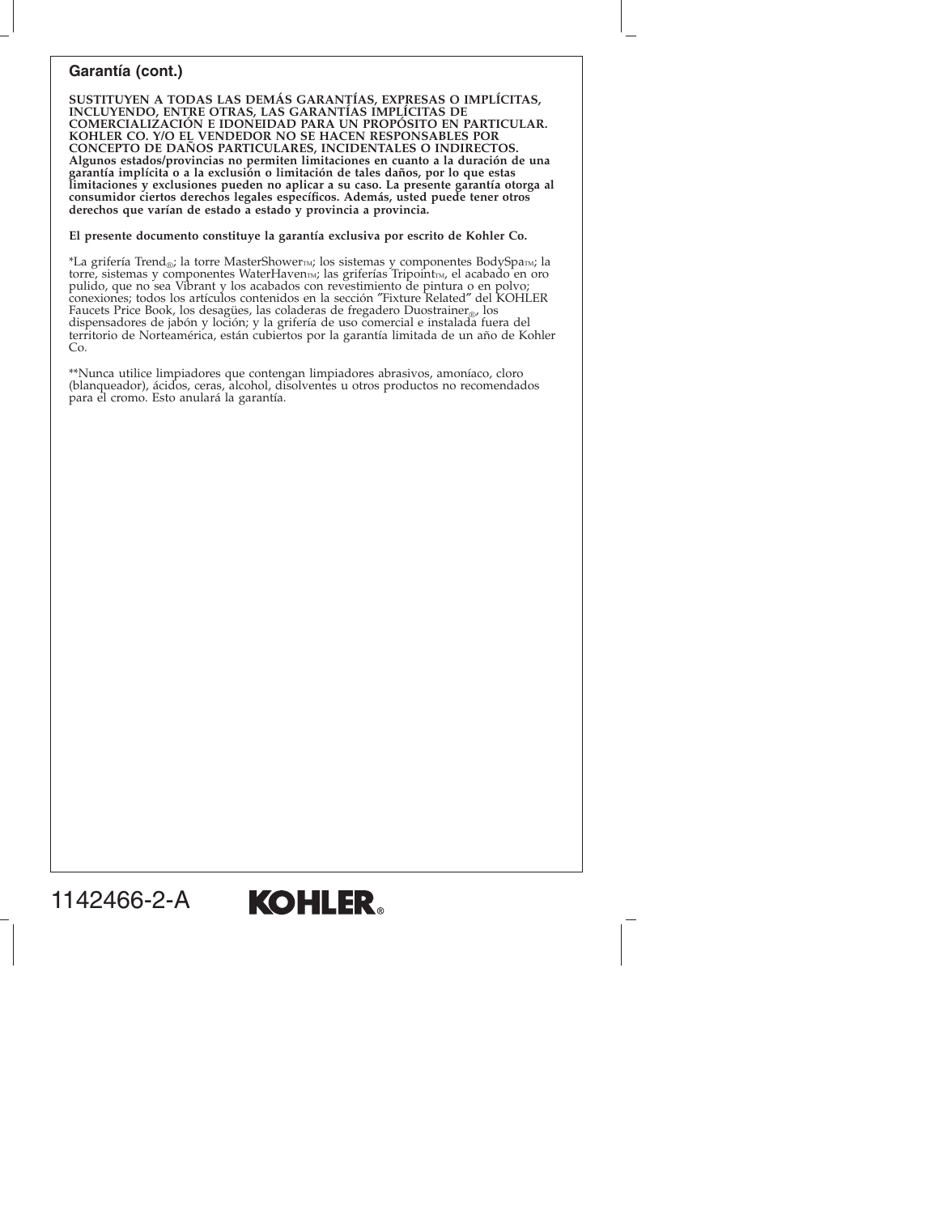## Garantía (cont.)

**SUSTITUYEN A TODAS LAS DEMÁS GARANTÍAS, EXPRESAS O IMPLÍCITAS, INCLUYENDO, ENTRE OTRAS, LAS GARANTÍAS IMPLÍCITAS DE COMERCIALIZACIÓN E IDONEIDAD PARA UN PROPÓSITO EN PARTICULAR. KOHLER CO. Y/O EL VENDEDOR NO SE HACEN RESPONSABLES POR CONCEPTO DE DAÑOS PARTICULARES, INCIDENTALES O INDIRECTOS. Algunos estados/provincias no permiten limitaciones en cuanto a la duración de una garantía implícita o a la exclusión o limitación de tales daños, por lo que estas limitaciones y exclusiones pueden no aplicar a su caso. La presente garantía otorga al consumidor ciertos derechos legales específicos. Además, usted puede tener otros derechos que varían de estado a estado y provincia a provincia.**

**El presente documento constituye la garantía exclusiva por escrito de Kohler Co.**

*La grifería Trend®; la torre MasterShower™; los sistemas y componentes BodySpa™; la torre, sistemas y componentes WaterHaven™; las griferías Tripoint™, el acabado en oro pulido, que no sea Vibrant y los acabados con revestimiento de pintura o en polvo; conexiones; todos los artículos contenidos en la sección "Fixture Related" del KOHLER Faucets Price Book, los desagües, las coladeras de fregadero Duostrainer®, los dispensadores de jabón y loción; y la grifería de uso comercial e instalada fuera del territorio de Norteamérica, están cubiertos por la garantía limitada de un año de Kohler Co.

**Nunca utilice limpiadores que contengan limpiadores abrasivos, amoníaco, cloro (blanqueador), ácidos, ceras, alcohol, disolventes u otros productos no recomendados para el cromo. Esto anulará la garantía.

1142466-2-A

KOHLER®